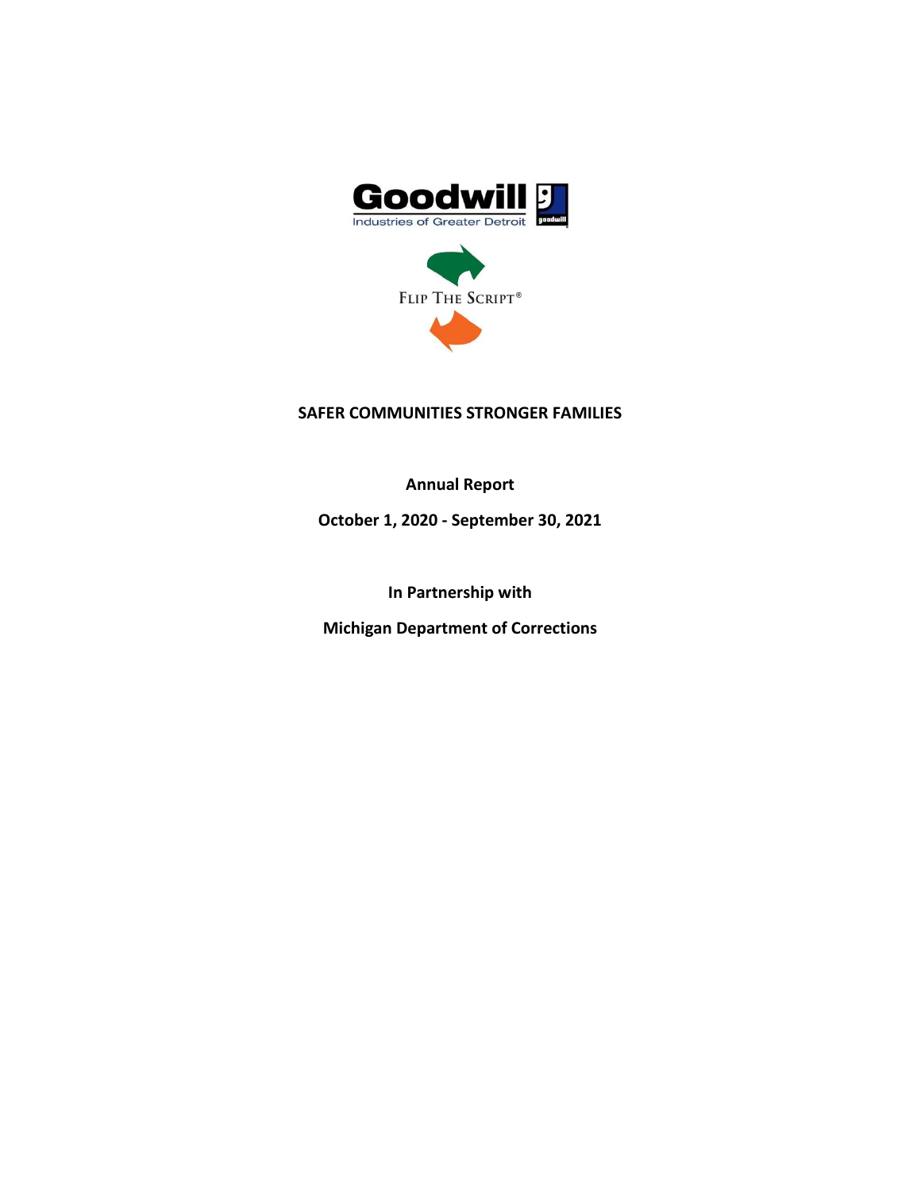Goodwill Industries of Greater Detroit

FLIP THE SCRIPT®

# SAFER COMMUNITIES STRONGER FAMILIES

**Annual Report**

**October 1, 2020 - September 30, 2021**

**In Partnership with**

**Michigan Department of Corrections**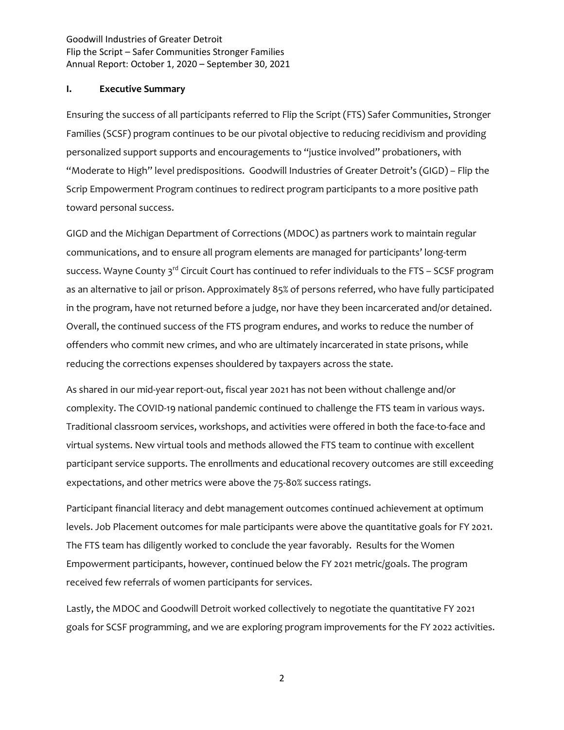Goodwill Industries of Greater Detroit
Flip the Script – Safer Communities Stronger Families
Annual Report: October 1, 2020 – September 30, 2021

## I. Executive Summary

Ensuring the success of all participants referred to Flip the Script (FTS) Safer Communities, Stronger Families (SCSF) program continues to be our pivotal objective to reducing recidivism and providing personalized support supports and encouragements to "justice involved" probationers, with "Moderate to High" level predispositions. Goodwill Industries of Greater Detroit's (GIGD) – Flip the Scrip Empowerment Program continues to redirect program participants to a more positive path toward personal success.

GIGD and the Michigan Department of Corrections (MDOC) as partners work to maintain regular communications, and to ensure all program elements are managed for participants' long-term success. Wayne County 3rd Circuit Court has continued to refer individuals to the FTS – SCSF program as an alternative to jail or prison. Approximately 85% of persons referred, who have fully participated in the program, have not returned before a judge, nor have they been incarcerated and/or detained. Overall, the continued success of the FTS program endures, and works to reduce the number of offenders who commit new crimes, and who are ultimately incarcerated in state prisons, while reducing the corrections expenses shouldered by taxpayers across the state.

As shared in our mid-year report-out, fiscal year 2021 has not been without challenge and/or complexity. The COVID-19 national pandemic continued to challenge the FTS team in various ways. Traditional classroom services, workshops, and activities were offered in both the face-to-face and virtual systems. New virtual tools and methods allowed the FTS team to continue with excellent participant service supports. The enrollments and educational recovery outcomes are still exceeding expectations, and other metrics were above the 75-80% success ratings.

Participant financial literacy and debt management outcomes continued achievement at optimum levels. Job Placement outcomes for male participants were above the quantitative goals for FY 2021. The FTS team has diligently worked to conclude the year favorably. Results for the Women Empowerment participants, however, continued below the FY 2021 metric/goals. The program received few referrals of women participants for services.

Lastly, the MDOC and Goodwill Detroit worked collectively to negotiate the quantitative FY 2021 goals for SCSF programming, and we are exploring program improvements for the FY 2022 activities.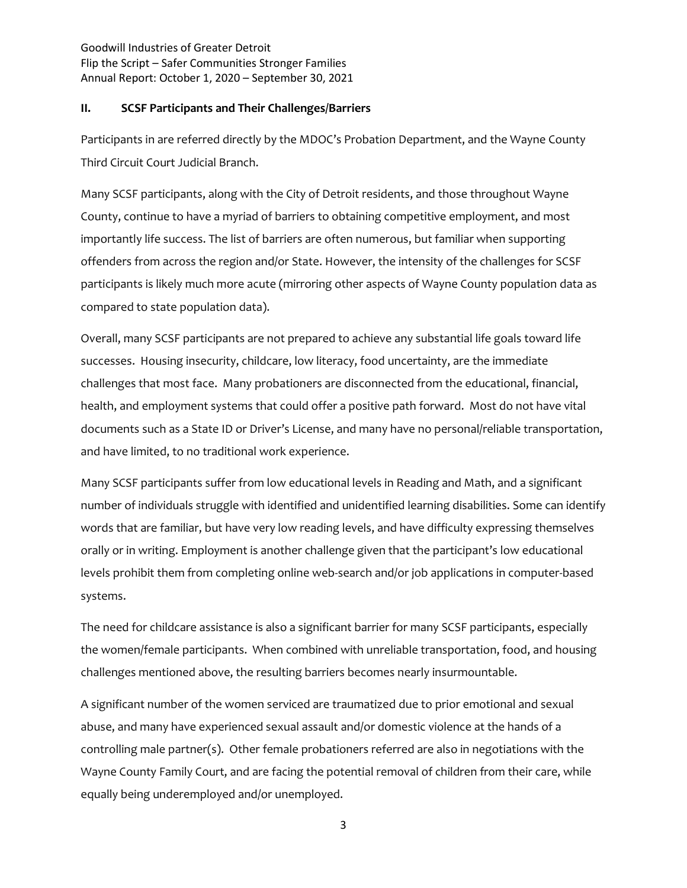## II. SCSF Participants and Their Challenges/Barriers

Participants in are referred directly by the MDOC's Probation Department, and the Wayne County Third Circuit Court Judicial Branch.

Many SCSF participants, along with the City of Detroit residents, and those throughout Wayne County, continue to have a myriad of barriers to obtaining competitive employment, and most importantly life success. The list of barriers are often numerous, but familiar when supporting offenders from across the region and/or State. However, the intensity of the challenges for SCSF participants is likely much more acute (mirroring other aspects of Wayne County population data as compared to state population data).

Overall, many SCSF participants are not prepared to achieve any substantial life goals toward life successes. Housing insecurity, childcare, low literacy, food uncertainty, are the immediate challenges that most face. Many probationers are disconnected from the educational, financial, health, and employment systems that could offer a positive path forward. Most do not have vital documents such as a State ID or Driver's License, and many have no personal/reliable transportation, and have limited, to no traditional work experience.

Many SCSF participants suffer from low educational levels in Reading and Math, and a significant number of individuals struggle with identified and unidentified learning disabilities. Some can identify words that are familiar, but have very low reading levels, and have difficulty expressing themselves orally or in writing. Employment is another challenge given that the participant's low educational levels prohibit them from completing online web-search and/or job applications in computer-based systems.

The need for childcare assistance is also a significant barrier for many SCSF participants, especially the women/female participants. When combined with unreliable transportation, food, and housing challenges mentioned above, the resulting barriers becomes nearly insurmountable.

A significant number of the women serviced are traumatized due to prior emotional and sexual abuse, and many have experienced sexual assault and/or domestic violence at the hands of a controlling male partner(s). Other female probationers referred are also in negotiations with the Wayne County Family Court, and are facing the potential removal of children from their care, while equally being underemployed and/or unemployed.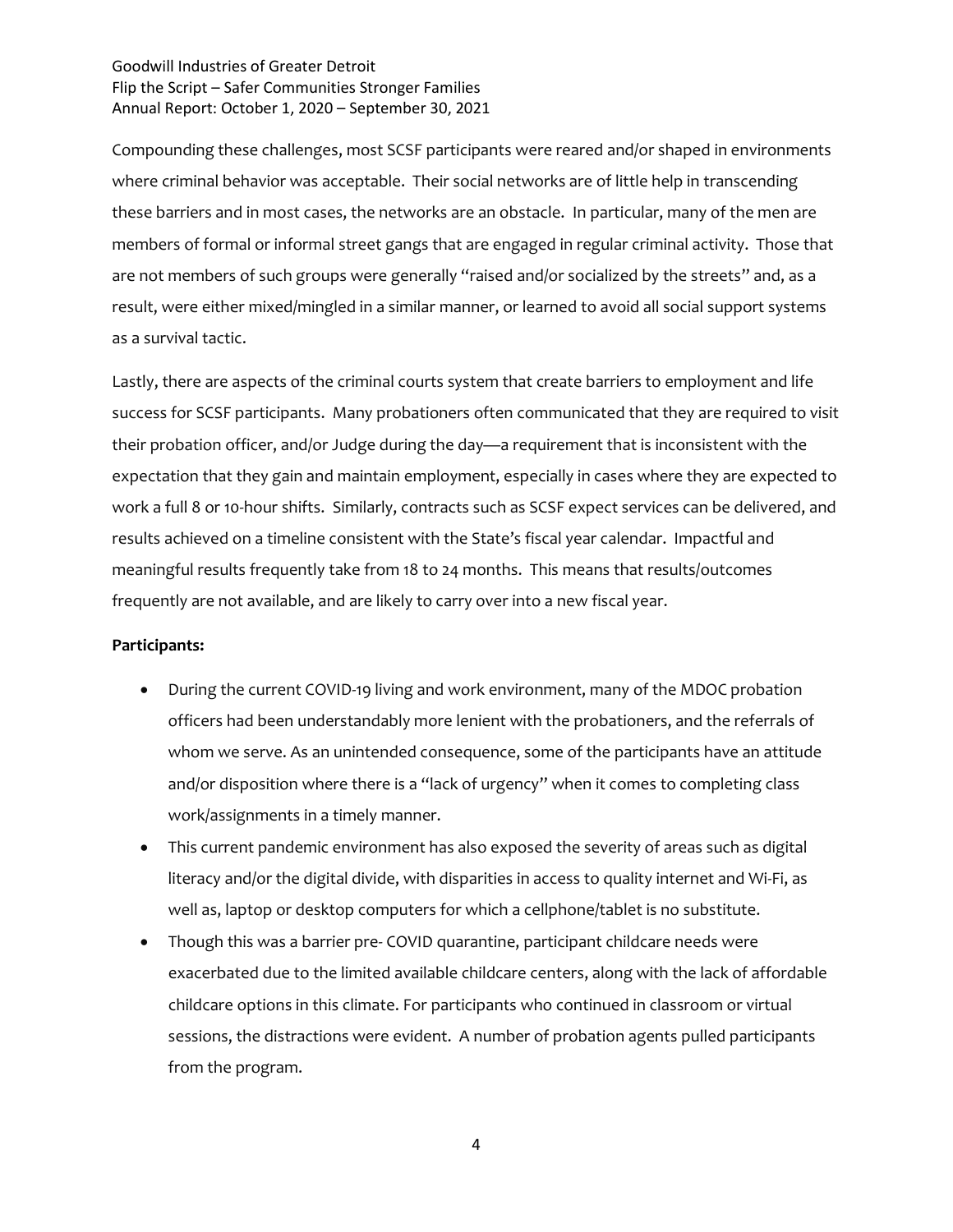Compounding these challenges, most SCSF participants were reared and/or shaped in environments where criminal behavior was acceptable. Their social networks are of little help in transcending these barriers and in most cases, the networks are an obstacle. In particular, many of the men are members of formal or informal street gangs that are engaged in regular criminal activity. Those that are not members of such groups were generally "raised and/or socialized by the streets" and, as a result, were either mixed/mingled in a similar manner, or learned to avoid all social support systems as a survival tactic.

Lastly, there are aspects of the criminal courts system that create barriers to employment and life success for SCSF participants. Many probationers often communicated that they are required to visit their probation officer, and/or Judge during the day—a requirement that is inconsistent with the expectation that they gain and maintain employment, especially in cases where they are expected to work a full 8 or 10-hour shifts. Similarly, contracts such as SCSF expect services can be delivered, and results achieved on a timeline consistent with the State's fiscal year calendar. Impactful and meaningful results frequently take from 18 to 24 months. This means that results/outcomes frequently are not available, and are likely to carry over into a new fiscal year.

**Participants:**

- During the current COVID-19 living and work environment, many of the MDOC probation officers had been understandably more lenient with the probationers, and the referrals of whom we serve. As an unintended consequence, some of the participants have an attitude and/or disposition where there is a "lack of urgency" when it comes to completing class work/assignments in a timely manner.
- This current pandemic environment has also exposed the severity of areas such as digital literacy and/or the digital divide, with disparities in access to quality internet and Wi-Fi, as well as, laptop or desktop computers for which a cellphone/tablet is no substitute.
- Though this was a barrier pre- COVID quarantine, participant childcare needs were exacerbated due to the limited available childcare centers, along with the lack of affordable childcare options in this climate. For participants who continued in classroom or virtual sessions, the distractions were evident. A number of probation agents pulled participants from the program.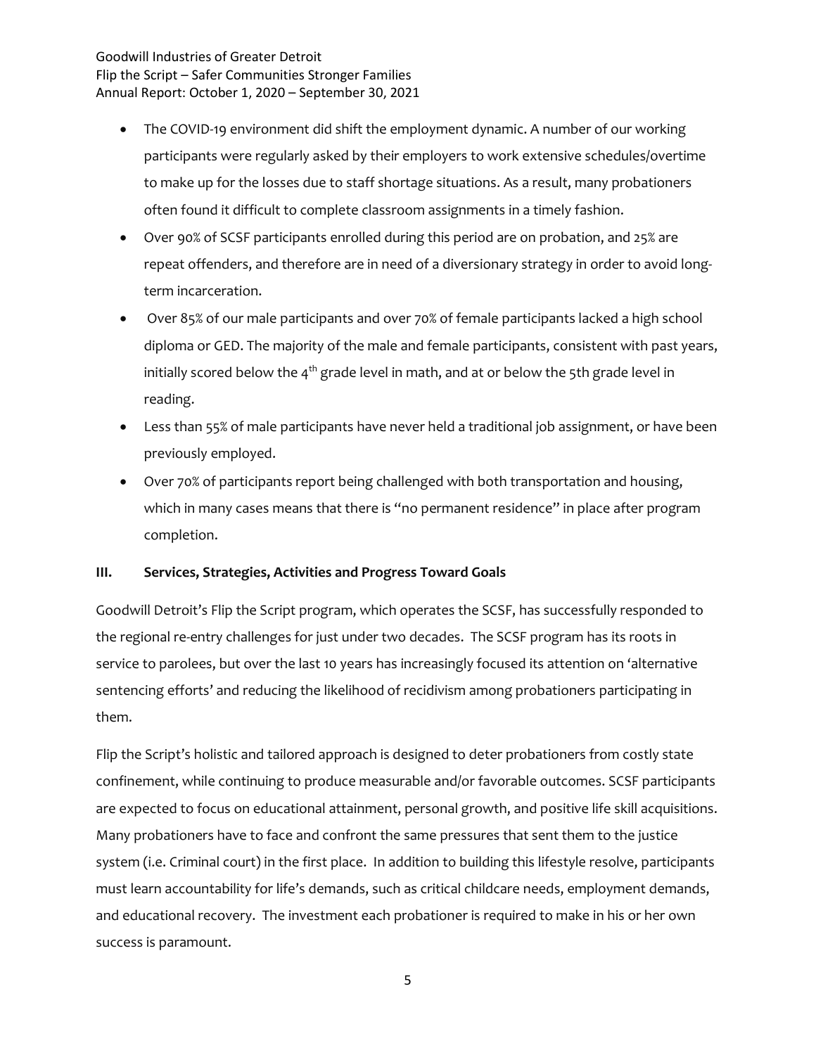- The COVID-19 environment did shift the employment dynamic. A number of our working participants were regularly asked by their employers to work extensive schedules/overtime to make up for the losses due to staff shortage situations. As a result, many probationers often found it difficult to complete classroom assignments in a timely fashion.
- Over 90% of SCSF participants enrolled during this period are on probation, and 25% are repeat offenders, and therefore are in need of a diversionary strategy in order to avoid long-term incarceration.
- Over 85% of our male participants and over 70% of female participants lacked a high school diploma or GED. The majority of the male and female participants, consistent with past years, initially scored below the 4th grade level in math, and at or below the 5th grade level in reading.
- Less than 55% of male participants have never held a traditional job assignment, or have been previously employed.
- Over 70% of participants report being challenged with both transportation and housing, which in many cases means that there is "no permanent residence" in place after program completion.

## III. Services, Strategies, Activities and Progress Toward Goals

Goodwill Detroit's Flip the Script program, which operates the SCSF, has successfully responded to the regional re-entry challenges for just under two decades. The SCSF program has its roots in service to parolees, but over the last 10 years has increasingly focused its attention on 'alternative sentencing efforts' and reducing the likelihood of recidivism among probationers participating in them.

Flip the Script's holistic and tailored approach is designed to deter probationers from costly state confinement, while continuing to produce measurable and/or favorable outcomes. SCSF participants are expected to focus on educational attainment, personal growth, and positive life skill acquisitions. Many probationers have to face and confront the same pressures that sent them to the justice system (i.e. Criminal court) in the first place. In addition to building this lifestyle resolve, participants must learn accountability for life's demands, such as critical childcare needs, employment demands, and educational recovery. The investment each probationer is required to make in his or her own success is paramount.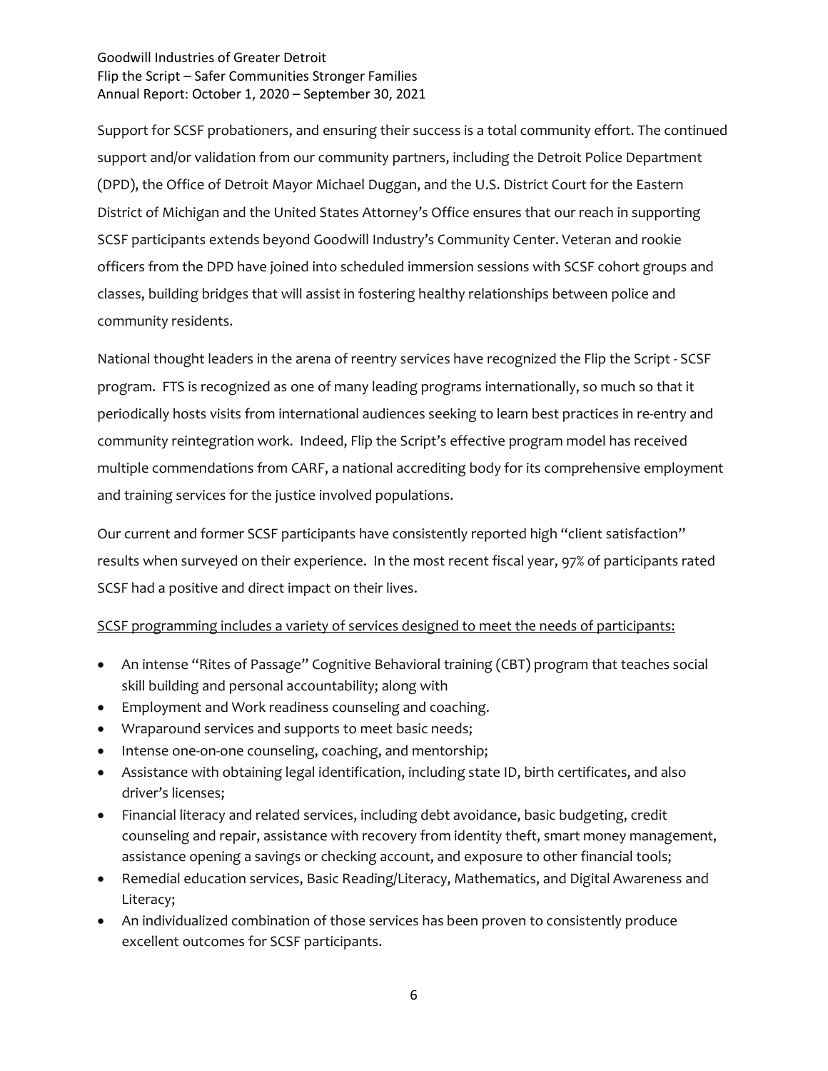Support for SCSF probationers, and ensuring their success is a total community effort. The continued support and/or validation from our community partners, including the Detroit Police Department (DPD), the Office of Detroit Mayor Michael Duggan, and the U.S. District Court for the Eastern District of Michigan and the United States Attorney's Office ensures that our reach in supporting SCSF participants extends beyond Goodwill Industry's Community Center. Veteran and rookie officers from the DPD have joined into scheduled immersion sessions with SCSF cohort groups and classes, building bridges that will assist in fostering healthy relationships between police and community residents.

National thought leaders in the arena of reentry services have recognized the Flip the Script - SCSF program. FTS is recognized as one of many leading programs internationally, so much so that it periodically hosts visits from international audiences seeking to learn best practices in re-entry and community reintegration work. Indeed, Flip the Script's effective program model has received multiple commendations from CARF, a national accrediting body for its comprehensive employment and training services for the justice involved populations.

Our current and former SCSF participants have consistently reported high "client satisfaction" results when surveyed on their experience. In the most recent fiscal year, 97% of participants rated SCSF had a positive and direct impact on their lives.

<u>SCSF programming includes a variety of services designed to meet the needs of participants:</u>

- An intense "Rites of Passage" Cognitive Behavioral training (CBT) program that teaches social skill building and personal accountability; along with
- Employment and Work readiness counseling and coaching.
- Wraparound services and supports to meet basic needs;
- Intense one-on-one counseling, coaching, and mentorship;
- Assistance with obtaining legal identification, including state ID, birth certificates, and also driver's licenses;
- Financial literacy and related services, including debt avoidance, basic budgeting, credit counseling and repair, assistance with recovery from identity theft, smart money management, assistance opening a savings or checking account, and exposure to other financial tools;
- Remedial education services, Basic Reading/Literacy, Mathematics, and Digital Awareness and Literacy;
- An individualized combination of those services has been proven to consistently produce excellent outcomes for SCSF participants.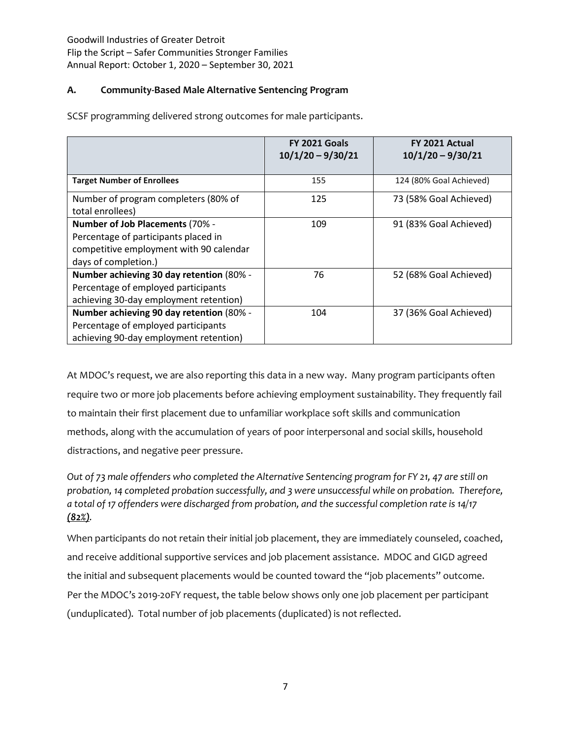Goodwill Industries of Greater Detroit
Flip the Script – Safer Communities Stronger Families
Annual Report: October 1, 2020 – September 30, 2021

## A. Community-Based Male Alternative Sentencing Program

SCSF programming delivered strong outcomes for male participants.

| | **FY 2021 Goals 10/1/20 – 9/30/21** | **FY 2021 Actual 10/1/20 – 9/30/21** |
|---|---|---|
| **Target Number of Enrollees** | 155 | 124 (80% Goal Achieved) |
| Number of program completers (80% of total enrollees) | 125 | 73 (58% Goal Achieved) |
| **Number of Job Placements** (70% - Percentage of participants placed in competitive employment with 90 calendar days of completion.) | 109 | 91 (83% Goal Achieved) |
| **Number achieving 30 day retention** (80% - Percentage of employed participants achieving 30-day employment retention) | 76 | 52 (68% Goal Achieved) |
| **Number achieving 90 day retention** (80% - Percentage of employed participants achieving 90-day employment retention) | 104 | 37 (36% Goal Achieved) |

At MDOC's request, we are also reporting this data in a new way. Many program participants often require two or more job placements before achieving employment sustainability. They frequently fail to maintain their first placement due to unfamiliar workplace soft skills and communication methods, along with the accumulation of years of poor interpersonal and social skills, household distractions, and negative peer pressure.

*Out of 73 male offenders who completed the Alternative Sentencing program for FY 21, 47 are still on probation, 14 completed probation successfully, and 3 were unsuccessful while on probation. Therefore, a total of 17 offenders were discharged from probation, and the successful completion rate is 14/17 **(82%)**.*

When participants do not retain their initial job placement, they are immediately counseled, coached, and receive additional supportive services and job placement assistance. MDOC and GIGD agreed the initial and subsequent placements would be counted toward the "job placements" outcome. Per the MDOC's 2019-20FY request, the table below shows only one job placement per participant (unduplicated). Total number of job placements (duplicated) is not reflected.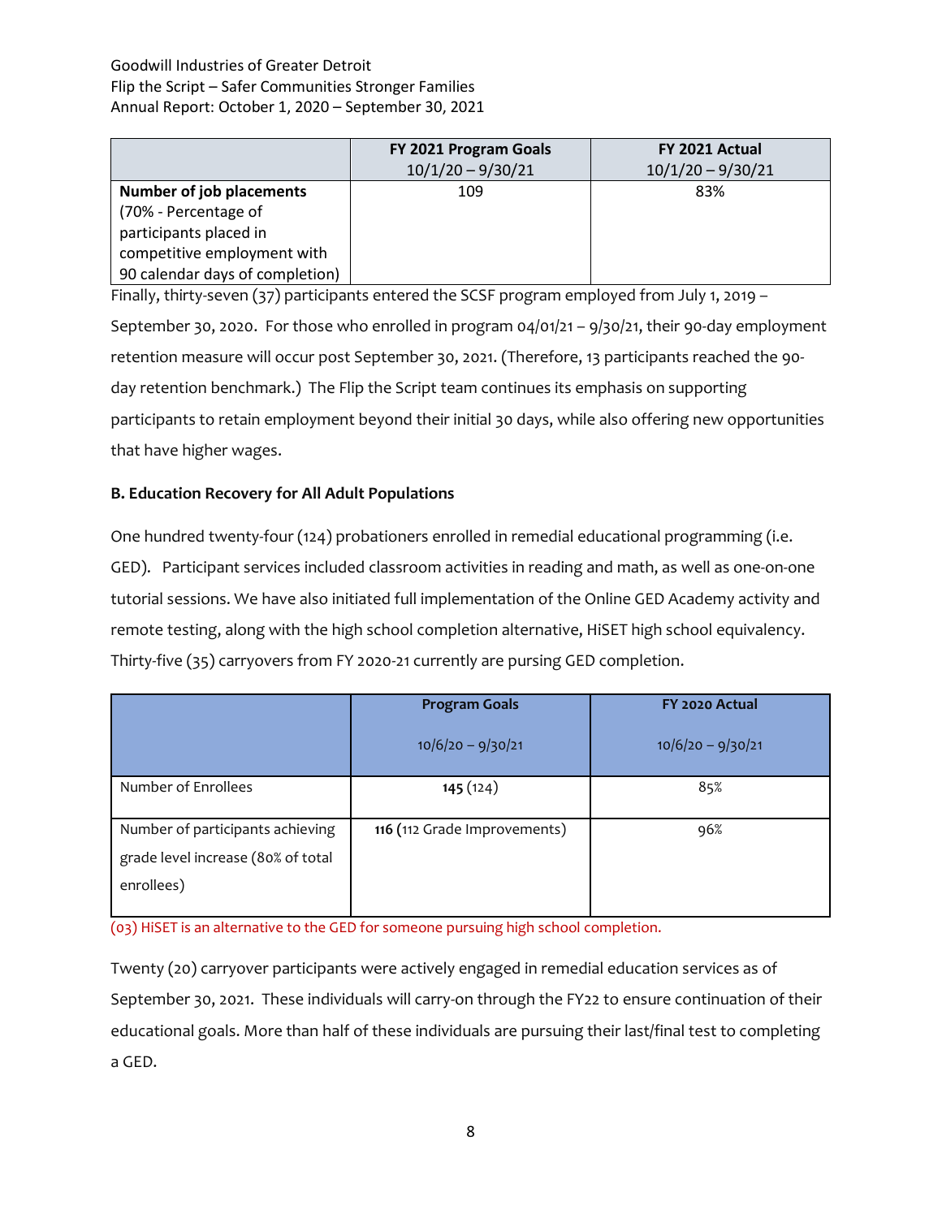Goodwill Industries of Greater Detroit
Flip the Script – Safer Communities Stronger Families
Annual Report: October 1, 2020 – September 30, 2021

| | FY 2021 Program Goals 10/1/20 – 9/30/21 | FY 2021 Actual 10/1/20 – 9/30/21 |
|---|---|---|
| **Number of job placements** (70% - Percentage of participants placed in competitive employment with 90 calendar days of completion) | 109 | 83% |

Finally, thirty-seven (37) participants entered the SCSF program employed from July 1, 2019 – September 30, 2020. For those who enrolled in program 04/01/21 – 9/30/21, their 90-day employment retention measure will occur post September 30, 2021. (Therefore, 13 participants reached the 90-day retention benchmark.) The Flip the Script team continues its emphasis on supporting participants to retain employment beyond their initial 30 days, while also offering new opportunities that have higher wages.

### B. Education Recovery for All Adult Populations

One hundred twenty-four (124) probationers enrolled in remedial educational programming (i.e. GED). Participant services included classroom activities in reading and math, as well as one-on-one tutorial sessions. We have also initiated full implementation of the Online GED Academy activity and remote testing, along with the high school completion alternative, HiSET high school equivalency. Thirty-five (35) carryovers from FY 2020-21 currently are pursing GED completion.

| | Program Goals 10/6/20 – 9/30/21 | FY 2020 Actual 10/6/20 – 9/30/21 |
|---|---|---|
| Number of Enrollees | **145** (124) | 85% |
| Number of participants achieving grade level increase (80% of total enrollees) | **116** (112 Grade Improvements) | 96% |

(03) HiSET is an alternative to the GED for someone pursuing high school completion.

Twenty (20) carryover participants were actively engaged in remedial education services as of September 30, 2021. These individuals will carry-on through the FY22 to ensure continuation of their educational goals. More than half of these individuals are pursuing their last/final test to completing a GED.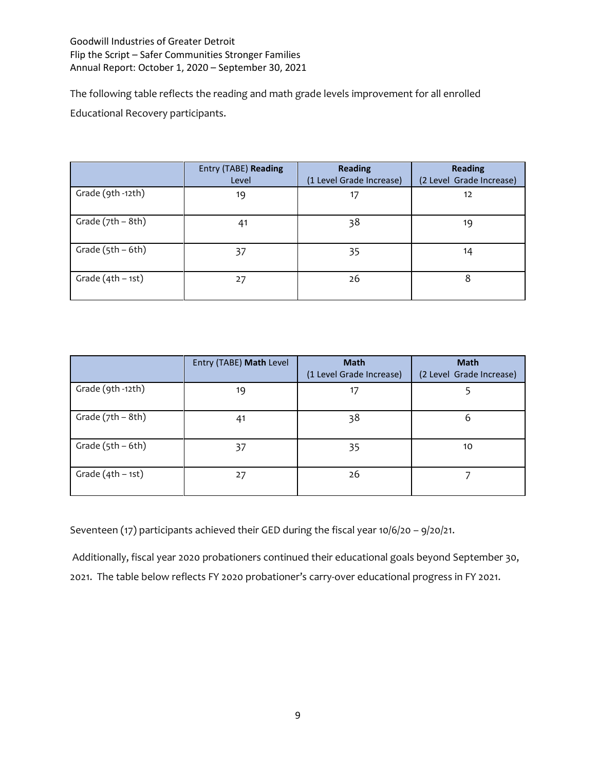The following table reflects the reading and math grade levels improvement for all enrolled Educational Recovery participants.

| | Entry (TABE) **Reading** Level | **Reading** (1 Level Grade Increase) | **Reading** (2 Level Grade Increase) |
|---|---|---|---|
| Grade (9th -12th) | 19 | 17 | 12 |
| Grade (7th – 8th) | 41 | 38 | 19 |
| Grade (5th – 6th) | 37 | 35 | 14 |
| Grade (4th – 1st) | 27 | 26 | 8 |

| | Entry (TABE) **Math** Level | **Math** (1 Level Grade Increase) | **Math** (2 Level Grade Increase) |
|---|---|---|---|
| Grade (9th -12th) | 19 | 17 | 5 |
| Grade (7th – 8th) | 41 | 38 | 6 |
| Grade (5th – 6th) | 37 | 35 | 10 |
| Grade (4th – 1st) | 27 | 26 | 7 |

Seventeen (17) participants achieved their GED during the fiscal year 10/6/20 – 9/20/21.

Additionally, fiscal year 2020 probationers continued their educational goals beyond September 30, 2021. The table below reflects FY 2020 probationer's carry-over educational progress in FY 2021.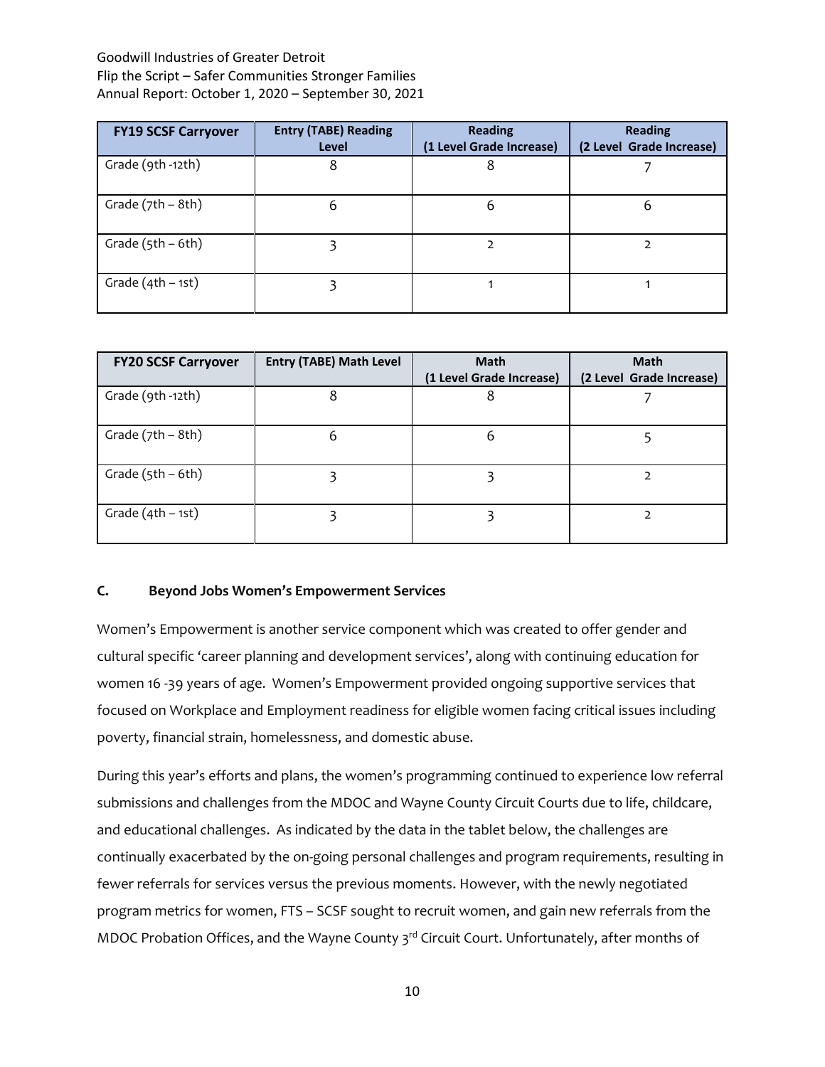| FY19 SCSF Carryover | Entry (TABE) Reading Level | Reading (1 Level Grade Increase) | Reading (2 Level Grade Increase) |
|---|---|---|---|
| Grade (9th -12th) | 8 | 8 | 7 |
| Grade (7th – 8th) | 6 | 6 | 6 |
| Grade (5th – 6th) | 3 | 2 | 2 |
| Grade (4th – 1st) | 3 | 1 | 1 |

| FY20 SCSF Carryover | Entry (TABE) Math Level | Math (1 Level Grade Increase) | Math (2 Level Grade Increase) |
|---|---|---|---|
| Grade (9th -12th) | 8 | 8 | 7 |
| Grade (7th – 8th) | 6 | 6 | 5 |
| Grade (5th – 6th) | 3 | 3 | 2 |
| Grade (4th – 1st) | 3 | 3 | 2 |

### C. Beyond Jobs Women's Empowerment Services

Women's Empowerment is another service component which was created to offer gender and cultural specific 'career planning and development services', along with continuing education for women 16 -39 years of age. Women's Empowerment provided ongoing supportive services that focused on Workplace and Employment readiness for eligible women facing critical issues including poverty, financial strain, homelessness, and domestic abuse.

During this year's efforts and plans, the women's programming continued to experience low referral submissions and challenges from the MDOC and Wayne County Circuit Courts due to life, childcare, and educational challenges. As indicated by the data in the tablet below, the challenges are continually exacerbated by the on-going personal challenges and program requirements, resulting in fewer referrals for services versus the previous moments. However, with the newly negotiated program metrics for women, FTS – SCSF sought to recruit women, and gain new referrals from the MDOC Probation Offices, and the Wayne County 3rd Circuit Court. Unfortunately, after months of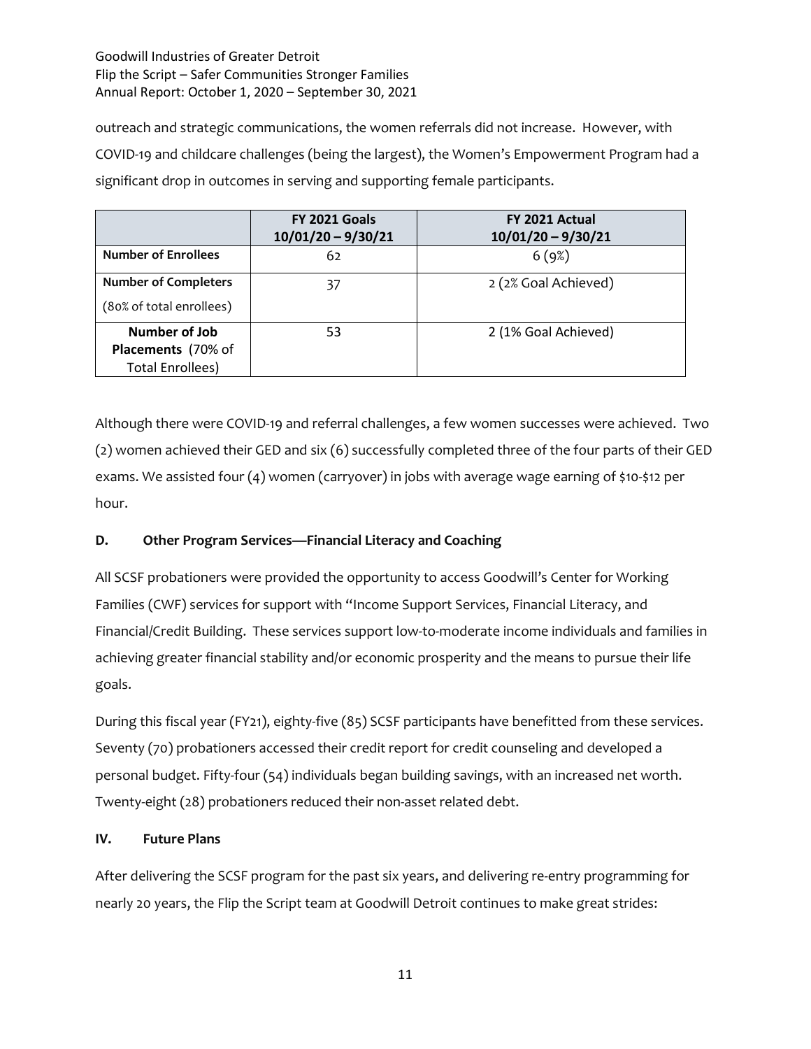outreach and strategic communications, the women referrals did not increase. However, with COVID-19 and childcare challenges (being the largest), the Women's Empowerment Program had a significant drop in outcomes in serving and supporting female participants.

| | FY 2021 Goals 10/01/20 – 9/30/21 | FY 2021 Actual 10/01/20 – 9/30/21 |
|---|---|---|
| **Number of Enrollees** | 62 | 6 (9%) |
| **Number of Completers** (80% of total enrollees) | 37 | 2 (2% Goal Achieved) |
| **Number of Job Placements** (70% of Total Enrollees) | 53 | 2 (1% Goal Achieved) |

Although there were COVID-19 and referral challenges, a few women successes were achieved. Two (2) women achieved their GED and six (6) successfully completed three of the four parts of their GED exams. We assisted four (4) women (carryover) in jobs with average wage earning of $10-$12 per hour.

### D. Other Program Services—Financial Literacy and Coaching

All SCSF probationers were provided the opportunity to access Goodwill's Center for Working Families (CWF) services for support with "Income Support Services, Financial Literacy, and Financial/Credit Building. These services support low-to-moderate income individuals and families in achieving greater financial stability and/or economic prosperity and the means to pursue their life goals.

During this fiscal year (FY21), eighty-five (85) SCSF participants have benefitted from these services. Seventy (70) probationers accessed their credit report for credit counseling and developed a personal budget. Fifty-four (54) individuals began building savings, with an increased net worth. Twenty-eight (28) probationers reduced their non-asset related debt.

## IV. Future Plans

After delivering the SCSF program for the past six years, and delivering re-entry programming for nearly 20 years, the Flip the Script team at Goodwill Detroit continues to make great strides: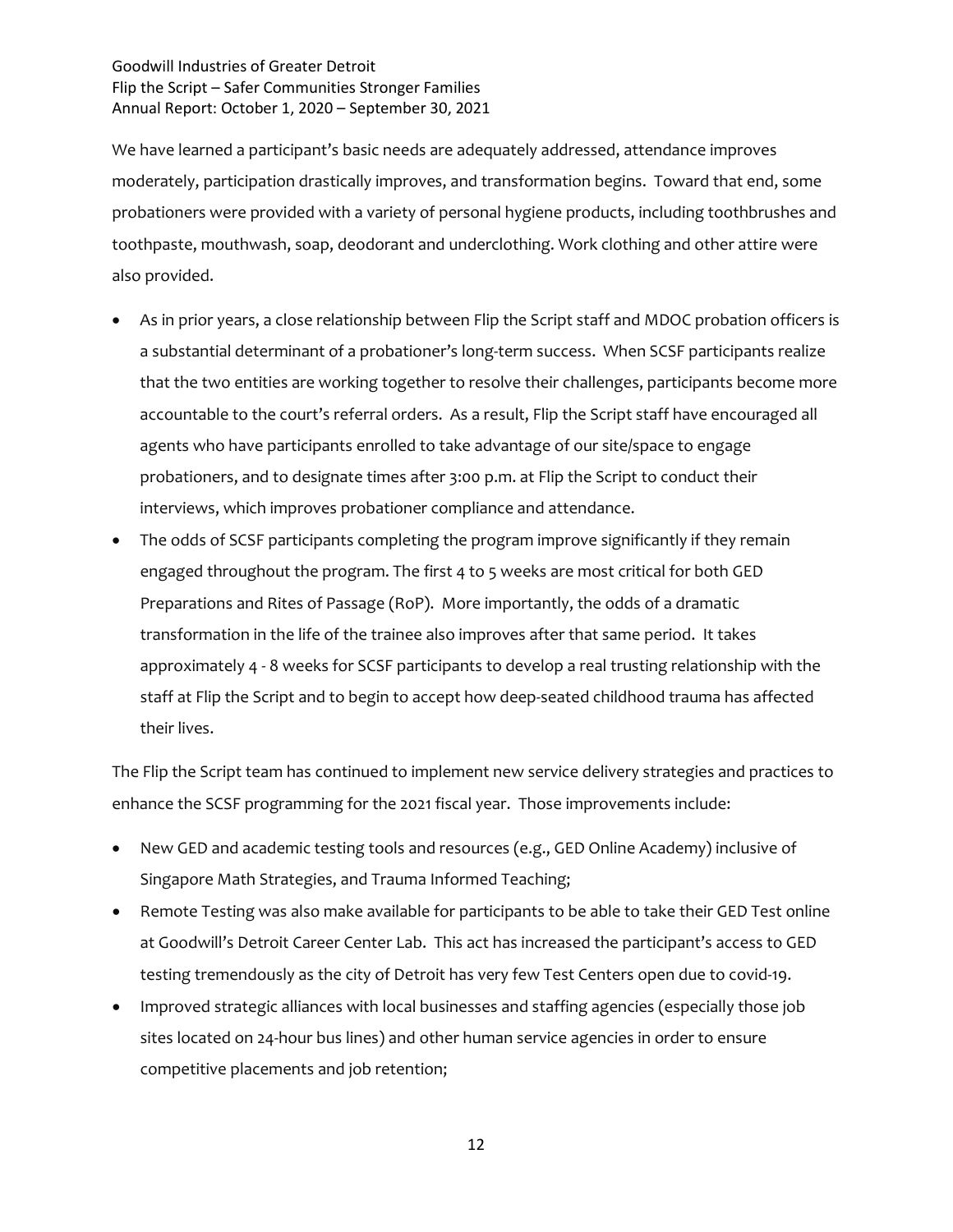We have learned a participant's basic needs are adequately addressed, attendance improves moderately, participation drastically improves, and transformation begins. Toward that end, some probationers were provided with a variety of personal hygiene products, including toothbrushes and toothpaste, mouthwash, soap, deodorant and underclothing. Work clothing and other attire were also provided.

- As in prior years, a close relationship between Flip the Script staff and MDOC probation officers is a substantial determinant of a probationer's long-term success. When SCSF participants realize that the two entities are working together to resolve their challenges, participants become more accountable to the court's referral orders. As a result, Flip the Script staff have encouraged all agents who have participants enrolled to take advantage of our site/space to engage probationers, and to designate times after 3:00 p.m. at Flip the Script to conduct their interviews, which improves probationer compliance and attendance.
- The odds of SCSF participants completing the program improve significantly if they remain engaged throughout the program. The first 4 to 5 weeks are most critical for both GED Preparations and Rites of Passage (RoP). More importantly, the odds of a dramatic transformation in the life of the trainee also improves after that same period. It takes approximately 4 - 8 weeks for SCSF participants to develop a real trusting relationship with the staff at Flip the Script and to begin to accept how deep-seated childhood trauma has affected their lives.

The Flip the Script team has continued to implement new service delivery strategies and practices to enhance the SCSF programming for the 2021 fiscal year. Those improvements include:

- New GED and academic testing tools and resources (e.g., GED Online Academy) inclusive of Singapore Math Strategies, and Trauma Informed Teaching;
- Remote Testing was also make available for participants to be able to take their GED Test online at Goodwill's Detroit Career Center Lab. This act has increased the participant's access to GED testing tremendously as the city of Detroit has very few Test Centers open due to covid-19.
- Improved strategic alliances with local businesses and staffing agencies (especially those job sites located on 24-hour bus lines) and other human service agencies in order to ensure competitive placements and job retention;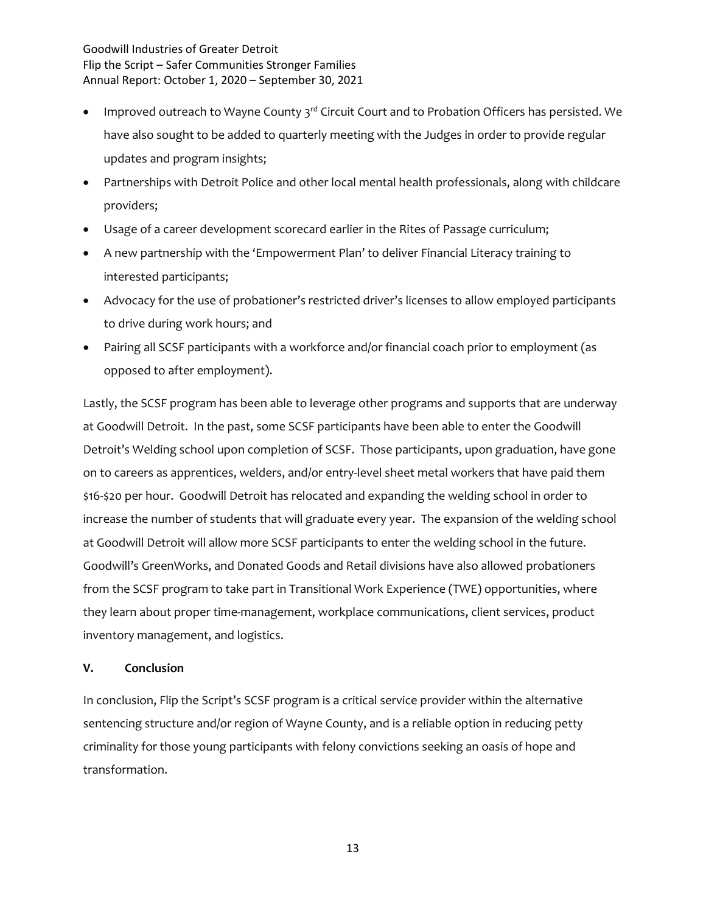- Improved outreach to Wayne County 3rd Circuit Court and to Probation Officers has persisted. We have also sought to be added to quarterly meeting with the Judges in order to provide regular updates and program insights;
- Partnerships with Detroit Police and other local mental health professionals, along with childcare providers;
- Usage of a career development scorecard earlier in the Rites of Passage curriculum;
- A new partnership with the 'Empowerment Plan' to deliver Financial Literacy training to interested participants;
- Advocacy for the use of probationer's restricted driver's licenses to allow employed participants to drive during work hours; and
- Pairing all SCSF participants with a workforce and/or financial coach prior to employment (as opposed to after employment).

Lastly, the SCSF program has been able to leverage other programs and supports that are underway at Goodwill Detroit. In the past, some SCSF participants have been able to enter the Goodwill Detroit's Welding school upon completion of SCSF. Those participants, upon graduation, have gone on to careers as apprentices, welders, and/or entry-level sheet metal workers that have paid them $16-$20 per hour. Goodwill Detroit has relocated and expanding the welding school in order to increase the number of students that will graduate every year. The expansion of the welding school at Goodwill Detroit will allow more SCSF participants to enter the welding school in the future. Goodwill's GreenWorks, and Donated Goods and Retail divisions have also allowed probationers from the SCSF program to take part in Transitional Work Experience (TWE) opportunities, where they learn about proper time-management, workplace communications, client services, product inventory management, and logistics.

## V. Conclusion

In conclusion, Flip the Script's SCSF program is a critical service provider within the alternative sentencing structure and/or region of Wayne County, and is a reliable option in reducing petty criminality for those young participants with felony convictions seeking an oasis of hope and transformation.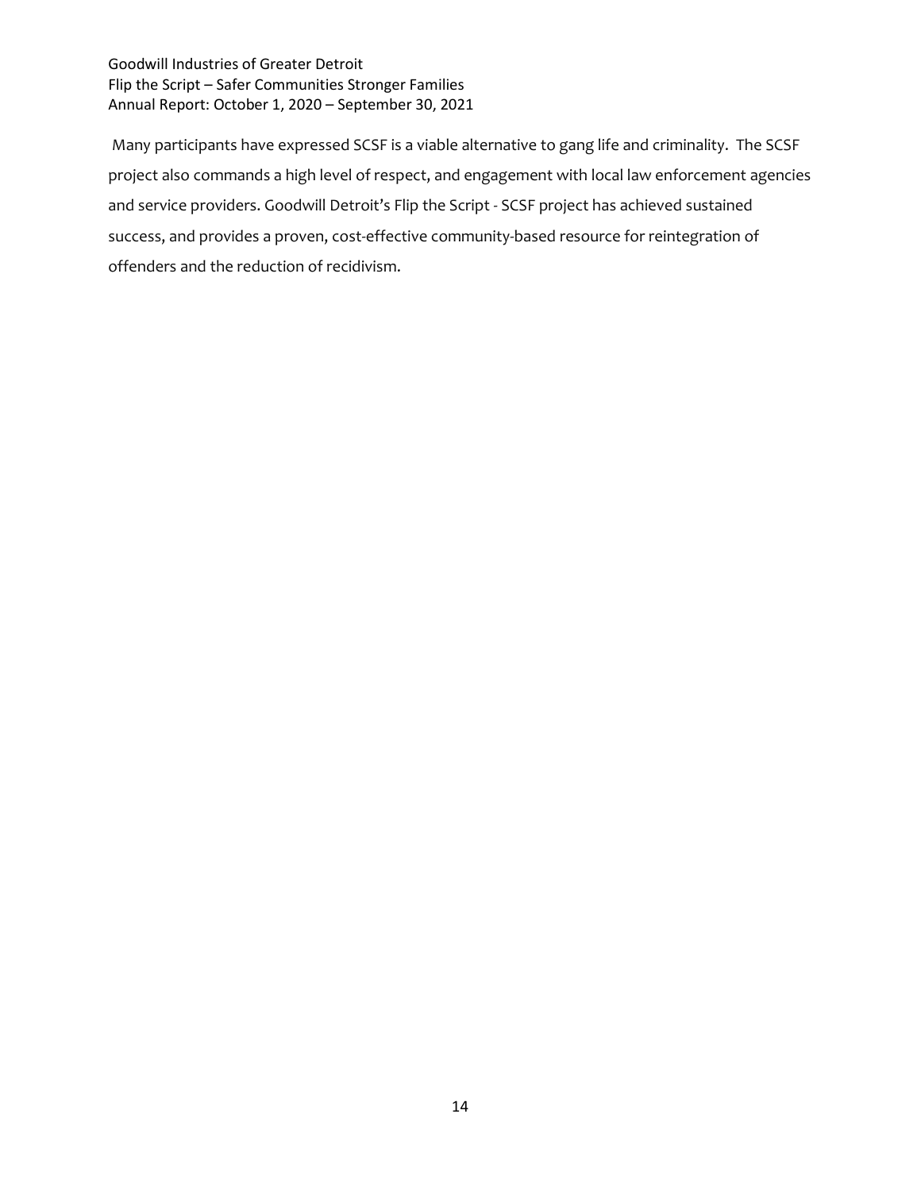Many participants have expressed SCSF is a viable alternative to gang life and criminality. The SCSF project also commands a high level of respect, and engagement with local law enforcement agencies and service providers. Goodwill Detroit's Flip the Script - SCSF project has achieved sustained success, and provides a proven, cost-effective community-based resource for reintegration of offenders and the reduction of recidivism.